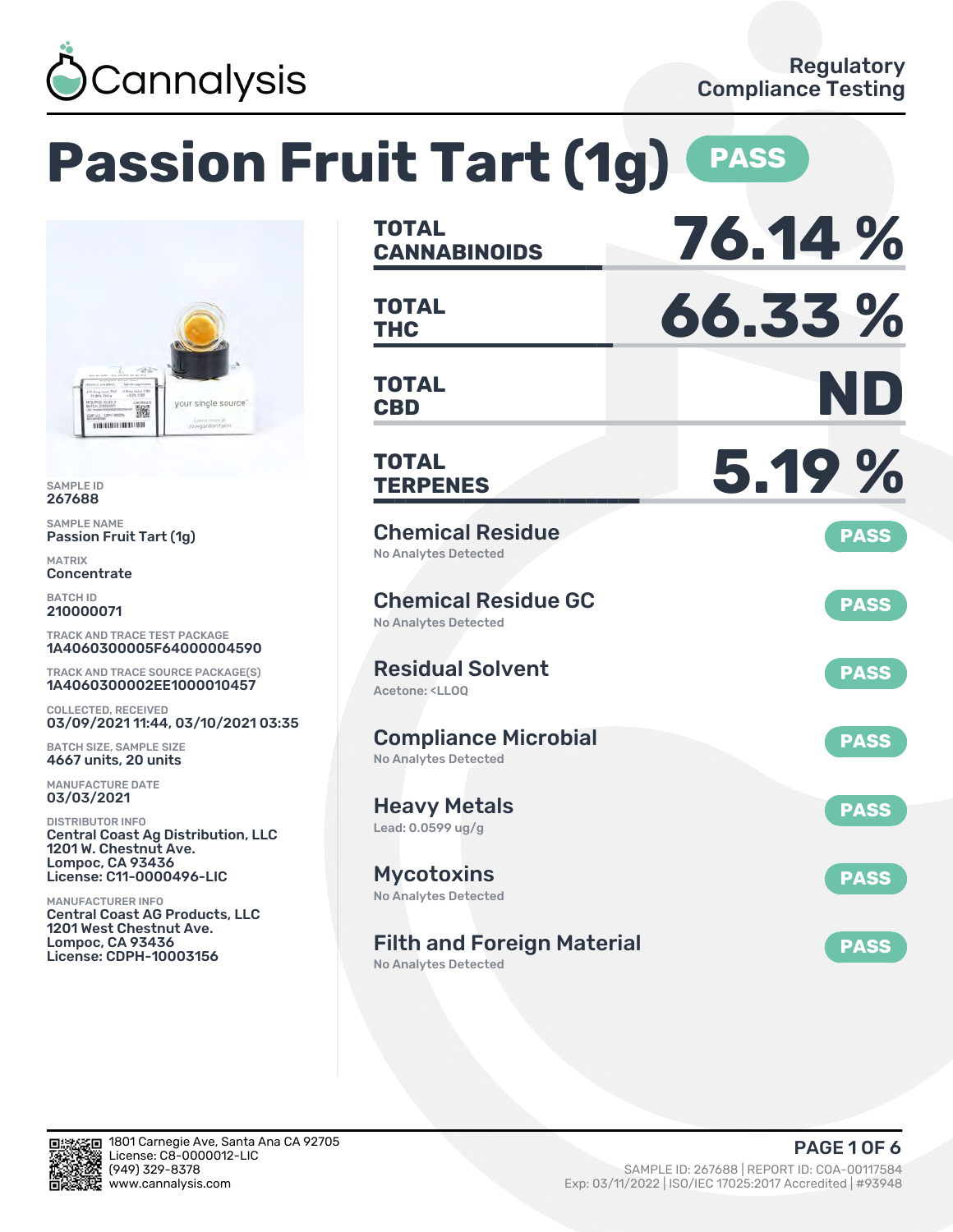Cannalysis

Regulatory Compliance Testing

# Passion Fruit Tart (1g) PASS

SAMPLE ID
267688

SAMPLE NAME
Passion Fruit Tart (1g)

MATRIX
Concentrate

BATCH ID
210000071

TRACK AND TRACE TEST PACKAGE
1A4060300005F64000004590

TRACK AND TRACE SOURCE PACKAGE(S)
1A4060300002EE1000010457

COLLECTED, RECEIVED
03/09/2021 11:44, 03/10/2021 03:35

BATCH SIZE, SAMPLE SIZE
4667 units, 20 units

MANUFACTURE DATE
03/03/2021

DISTRIBUTOR INFO
Central Coast Ag Distribution, LLC
1201 W. Chestnut Ave.
Lompoc, CA 93436
License: C11-0000496-LIC

MANUFACTURER INFO
Central Coast AG Products, LLC
1201 West Chestnut Ave.
Lompoc, CA 93436
License: CDPH-10003156

| | |
|---|---|
| **TOTAL CANNABINOIDS** | **76.14 %** |
| **TOTAL THC** | **66.33 %** |
| **TOTAL CBD** | **ND** |
| **TOTAL TERPENES** | **5.19 %** |

| Test | Result | Status |
|---|---|---|
| Chemical Residue | No Analytes Detected | PASS |
| Chemical Residue GC | No Analytes Detected | PASS |
| Residual Solvent | Acetone: <LLOQ | PASS |
| Compliance Microbial | No Analytes Detected | PASS |
| Heavy Metals | Lead: 0.0599 ug/g | PASS |
| Mycotoxins | No Analytes Detected | PASS |
| Filth and Foreign Material | No Analytes Detected | PASS |

1801 Carnegie Ave, Santa Ana CA 92705
License: C8-0000012-LIC
(949) 329-8378
www.cannalysis.com

SAMPLE ID: 267688 | REPORT ID: COA-00117584
Exp: 03/11/2022 | ISO/IEC 17025:2017 Accredited | #93948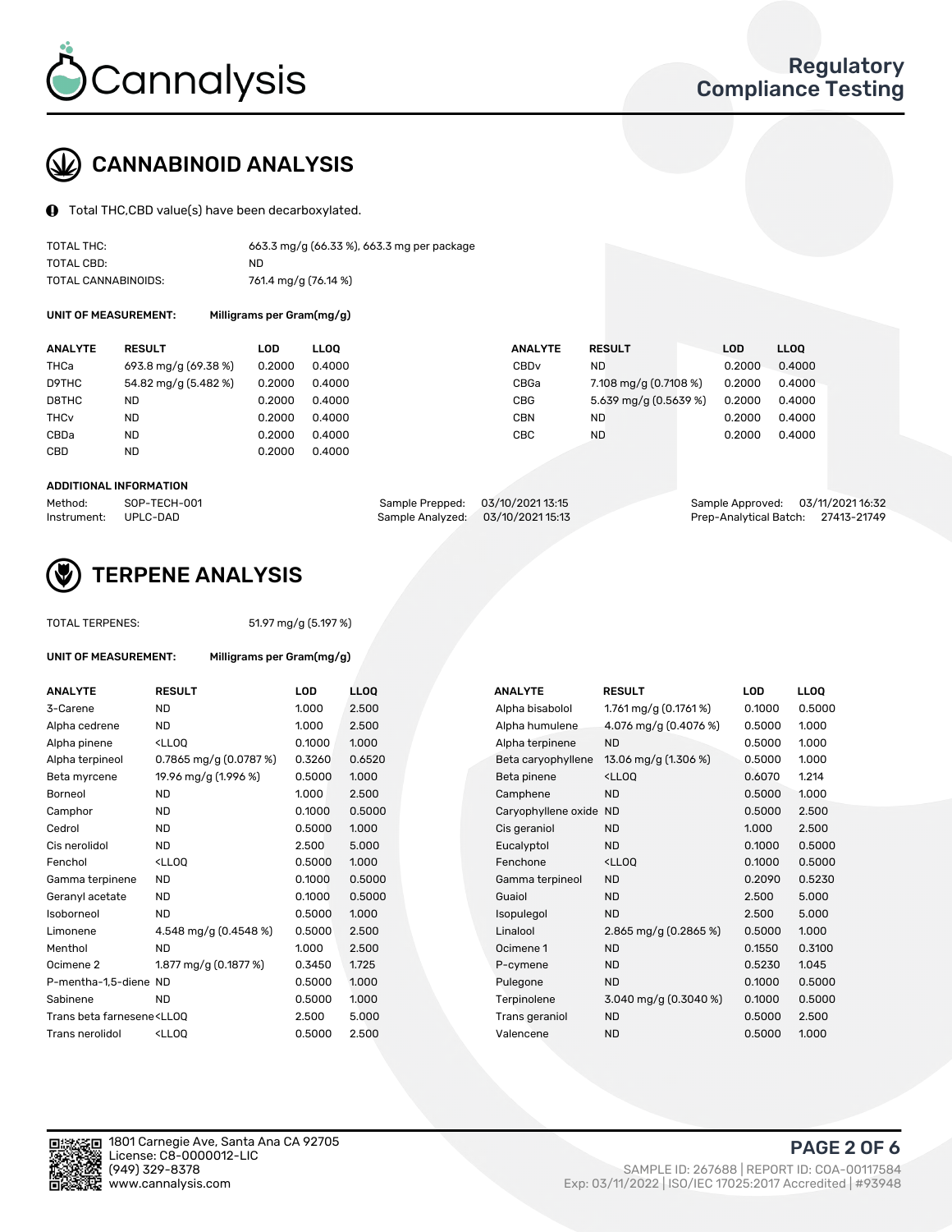Cannalysis

Regulatory Compliance Testing

## CANNABINOID ANALYSIS

Total THC,CBD value(s) have been decarboxylated.

| | |
|---|---|
| TOTAL THC: | 663.3 mg/g (66.33 %), 663.3 mg per package |
| TOTAL CBD: | ND |
| TOTAL CANNABINOIDS: | 761.4 mg/g (76.14 %) |

**UNIT OF MEASUREMENT:** Milligrams per Gram(mg/g)

| ANALYTE | RESULT | LOD | LLOQ | ANALYTE | RESULT | LOD | LLOQ |
|---|---|---|---|---|---|---|---|
| THCa | 693.8 mg/g (69.38 %) | 0.2000 | 0.4000 | CBDv | ND | 0.2000 | 0.4000 |
| D9THC | 54.82 mg/g (5.482 %) | 0.2000 | 0.4000 | CBGa | 7.108 mg/g (0.7108 %) | 0.2000 | 0.4000 |
| D8THC | ND | 0.2000 | 0.4000 | CBG | 5.639 mg/g (0.5639 %) | 0.2000 | 0.4000 |
| THCv | ND | 0.2000 | 0.4000 | CBN | ND | 0.2000 | 0.4000 |
| CBDa | ND | 0.2000 | 0.4000 | CBC | ND | 0.2000 | 0.4000 |
| CBD | ND | 0.2000 | 0.4000 | | | | |

**ADDITIONAL INFORMATION**

| | | | | | |
|---|---|---|---|---|---|
| Method: | SOP-TECH-001 | Sample Prepped: | 03/10/2021 13:15 | Sample Approved: | 03/11/2021 16:32 |
| Instrument: | UPLC-DAD | Sample Analyzed: | 03/10/2021 15:13 | Prep-Analytical Batch: | 27413-21749 |

## TERPENE ANALYSIS

TOTAL TERPENES: 51.97 mg/g (5.197 %)

**UNIT OF MEASUREMENT:** Milligrams per Gram(mg/g)

| ANALYTE | RESULT | LOD | LLOQ | ANALYTE | RESULT | LOD | LLOQ |
|---|---|---|---|---|---|---|---|
| 3-Carene | ND | 1.000 | 2.500 | Alpha bisabolol | 1.761 mg/g (0.1761 %) | 0.1000 | 0.5000 |
| Alpha cedrene | ND | 1.000 | 2.500 | Alpha humulene | 4.076 mg/g (0.4076 %) | 0.5000 | 1.000 |
| Alpha pinene | <LLOQ | 0.1000 | 1.000 | Alpha terpinene | ND | 0.5000 | 1.000 |
| Alpha terpineol | 0.7865 mg/g (0.0787 %) | 0.3260 | 0.6520 | Beta caryophyllene | 13.06 mg/g (1.306 %) | 0.5000 | 1.000 |
| Beta myrcene | 19.96 mg/g (1.996 %) | 0.5000 | 1.000 | Beta pinene | <LLOQ | 0.6070 | 1.214 |
| Borneol | ND | 1.000 | 2.500 | Camphene | ND | 0.5000 | 1.000 |
| Camphor | ND | 0.1000 | 0.5000 | Caryophyllene oxide | ND | 0.5000 | 2.500 |
| Cedrol | ND | 0.5000 | 1.000 | Cis geraniol | ND | 1.000 | 2.500 |
| Cis nerolidol | ND | 2.500 | 5.000 | Eucalyptol | ND | 0.1000 | 0.5000 |
| Fenchol | <LLOQ | 0.5000 | 1.000 | Fenchone | <LLOQ | 0.1000 | 0.5000 |
| Gamma terpinene | ND | 0.1000 | 0.5000 | Gamma terpineol | ND | 0.2090 | 0.5230 |
| Geranyl acetate | ND | 0.1000 | 0.5000 | Guaiol | ND | 2.500 | 5.000 |
| Isoborneol | ND | 0.5000 | 1.000 | Isopulegol | ND | 2.500 | 5.000 |
| Limonene | 4.548 mg/g (0.4548 %) | 0.5000 | 2.500 | Linalool | 2.865 mg/g (0.2865 %) | 0.5000 | 1.000 |
| Menthol | ND | 1.000 | 2.500 | Ocimene 1 | ND | 0.1550 | 0.3100 |
| Ocimene 2 | 1.877 mg/g (0.1877 %) | 0.3450 | 1.725 | P-cymene | ND | 0.5230 | 1.045 |
| P-mentha-1,5-diene | ND | 0.5000 | 1.000 | Pulegone | ND | 0.1000 | 0.5000 |
| Sabinene | ND | 0.5000 | 1.000 | Terpinolene | 3.040 mg/g (0.3040 %) | 0.1000 | 0.5000 |
| Trans beta farnesene | <LLOQ | 2.500 | 5.000 | Trans geraniol | ND | 0.5000 | 2.500 |
| Trans nerolidol | <LLOQ | 0.5000 | 2.500 | Valencene | ND | 0.5000 | 1.000 |

1801 Carnegie Ave, Santa Ana CA 92705
License: C8-0000012-LIC
(949) 329-8378
www.cannalysis.com

SAMPLE ID: 267688 | REPORT ID: COA-00117584
Exp: 03/11/2022 | ISO/IEC 17025:2017 Accredited | #93948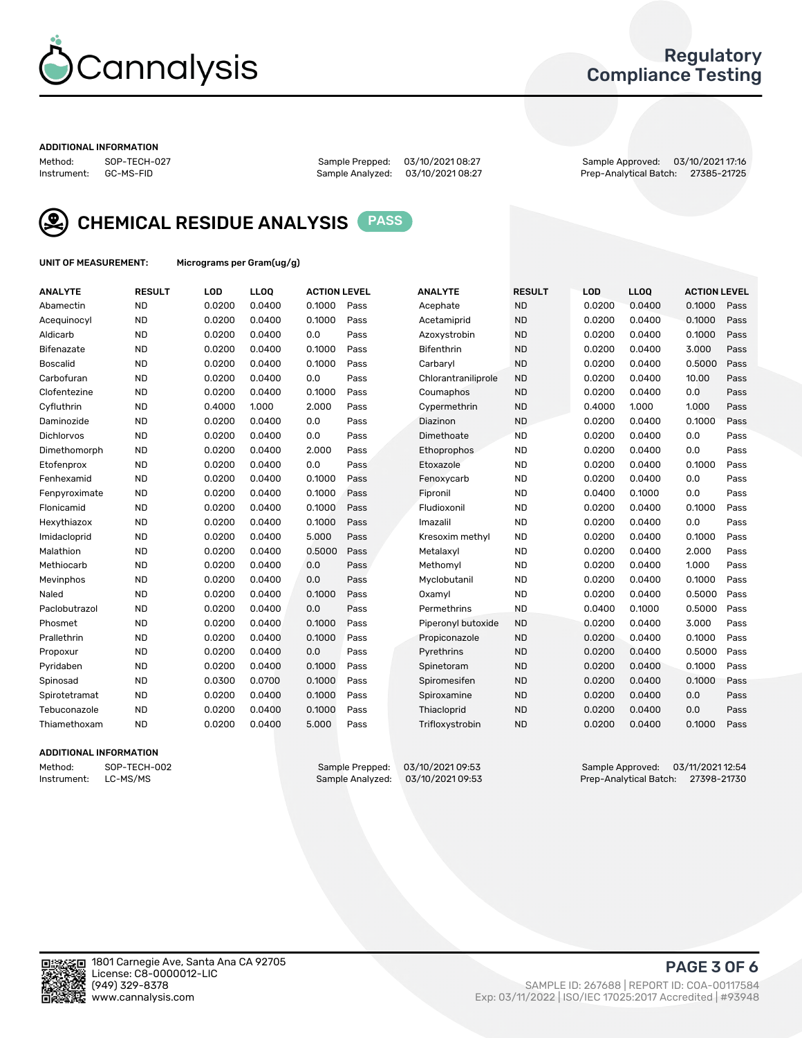# Regulatory Compliance Testing

**ADDITIONAL INFORMATION**

Method: SOP-TECH-027
Instrument: GC-MS-FID
Sample Prepped: 03/10/2021 08:27
Sample Analyzed: 03/10/2021 08:27
Sample Approved: 03/10/2021 17:16
Prep-Analytical Batch: 27385-21725

## CHEMICAL RESIDUE ANALYSIS PASS

**UNIT OF MEASUREMENT:** Micrograms per Gram(ug/g)

| ANALYTE | RESULT | LOD | LLOQ | ACTION LEVEL | | ANALYTE | RESULT | LOD | LLOQ | ACTION LEVEL | |
|---|---|---|---|---|---|---|---|---|---|---|---|
| Abamectin | ND | 0.0200 | 0.0400 | 0.1000 | Pass | Acephate | ND | 0.0200 | 0.0400 | 0.1000 | Pass |
| Acequinocyl | ND | 0.0200 | 0.0400 | 0.1000 | Pass | Acetamiprid | ND | 0.0200 | 0.0400 | 0.1000 | Pass |
| Aldicarb | ND | 0.0200 | 0.0400 | 0.0 | Pass | Azoxystrobin | ND | 0.0200 | 0.0400 | 0.1000 | Pass |
| Bifenazate | ND | 0.0200 | 0.0400 | 0.1000 | Pass | Bifenthrin | ND | 0.0200 | 0.0400 | 3.000 | Pass |
| Boscalid | ND | 0.0200 | 0.0400 | 0.1000 | Pass | Carbaryl | ND | 0.0200 | 0.0400 | 0.5000 | Pass |
| Carbofuran | ND | 0.0200 | 0.0400 | 0.0 | Pass | Chlorantraniliprole | ND | 0.0200 | 0.0400 | 10.00 | Pass |
| Clofentezine | ND | 0.0200 | 0.0400 | 0.1000 | Pass | Coumaphos | ND | 0.0200 | 0.0400 | 0.0 | Pass |
| Cyfluthrin | ND | 0.4000 | 1.000 | 2.000 | Pass | Cypermethrin | ND | 0.4000 | 1.000 | 1.000 | Pass |
| Daminozide | ND | 0.0200 | 0.0400 | 0.0 | Pass | Diazinon | ND | 0.0200 | 0.0400 | 0.1000 | Pass |
| Dichlorvos | ND | 0.0200 | 0.0400 | 0.0 | Pass | Dimethoate | ND | 0.0200 | 0.0400 | 0.0 | Pass |
| Dimethomorph | ND | 0.0200 | 0.0400 | 2.000 | Pass | Ethoprophos | ND | 0.0200 | 0.0400 | 0.0 | Pass |
| Etofenprox | ND | 0.0200 | 0.0400 | 0.0 | Pass | Etoxazole | ND | 0.0200 | 0.0400 | 0.1000 | Pass |
| Fenhexamid | ND | 0.0200 | 0.0400 | 0.1000 | Pass | Fenoxycarb | ND | 0.0200 | 0.0400 | 0.0 | Pass |
| Fenpyroximate | ND | 0.0200 | 0.0400 | 0.1000 | Pass | Fipronil | ND | 0.0400 | 0.1000 | 0.0 | Pass |
| Flonicamid | ND | 0.0200 | 0.0400 | 0.1000 | Pass | Fludioxonil | ND | 0.0200 | 0.0400 | 0.1000 | Pass |
| Hexythiazox | ND | 0.0200 | 0.0400 | 0.1000 | Pass | Imazalil | ND | 0.0200 | 0.0400 | 0.0 | Pass |
| Imidacloprid | ND | 0.0200 | 0.0400 | 5.000 | Pass | Kresoxim methyl | ND | 0.0200 | 0.0400 | 0.1000 | Pass |
| Malathion | ND | 0.0200 | 0.0400 | 0.5000 | Pass | Metalaxyl | ND | 0.0200 | 0.0400 | 2.000 | Pass |
| Methiocarb | ND | 0.0200 | 0.0400 | 0.0 | Pass | Methomyl | ND | 0.0200 | 0.0400 | 1.000 | Pass |
| Mevinphos | ND | 0.0200 | 0.0400 | 0.0 | Pass | Myclobutanil | ND | 0.0200 | 0.0400 | 0.1000 | Pass |
| Naled | ND | 0.0200 | 0.0400 | 0.1000 | Pass | Oxamyl | ND | 0.0200 | 0.0400 | 0.5000 | Pass |
| Paclobutrazol | ND | 0.0200 | 0.0400 | 0.0 | Pass | Permethrins | ND | 0.0400 | 0.1000 | 0.5000 | Pass |
| Phosmet | ND | 0.0200 | 0.0400 | 0.1000 | Pass | Piperonyl butoxide | ND | 0.0200 | 0.0400 | 3.000 | Pass |
| Prallethrin | ND | 0.0200 | 0.0400 | 0.1000 | Pass | Propiconazole | ND | 0.0200 | 0.0400 | 0.1000 | Pass |
| Propoxur | ND | 0.0200 | 0.0400 | 0.0 | Pass | Pyrethrins | ND | 0.0200 | 0.0400 | 0.5000 | Pass |
| Pyridaben | ND | 0.0200 | 0.0400 | 0.1000 | Pass | Spinetoram | ND | 0.0200 | 0.0400 | 0.1000 | Pass |
| Spinosad | ND | 0.0300 | 0.0700 | 0.1000 | Pass | Spiromesifen | ND | 0.0200 | 0.0400 | 0.1000 | Pass |
| Spirotetramat | ND | 0.0200 | 0.0400 | 0.1000 | Pass | Spiroxamine | ND | 0.0200 | 0.0400 | 0.0 | Pass |
| Tebuconazole | ND | 0.0200 | 0.0400 | 0.1000 | Pass | Thiacloprid | ND | 0.0200 | 0.0400 | 0.0 | Pass |
| Thiamethoxam | ND | 0.0200 | 0.0400 | 5.000 | Pass | Trifloxystrobin | ND | 0.0200 | 0.0400 | 0.1000 | Pass |

**ADDITIONAL INFORMATION**

Method: SOP-TECH-002
Instrument: LC-MS/MS
Sample Prepped: 03/10/2021 09:53
Sample Analyzed: 03/10/2021 09:53
Sample Approved: 03/11/2021 12:54
Prep-Analytical Batch: 27398-21730

1801 Carnegie Ave, Santa Ana CA 92705
License: C8-0000012-LIC
(949) 329-8378
www.cannalysis.com

SAMPLE ID: 267688 | REPORT ID: COA-00117584
Exp: 03/11/2022 | ISO/IEC 17025:2017 Accredited | #93948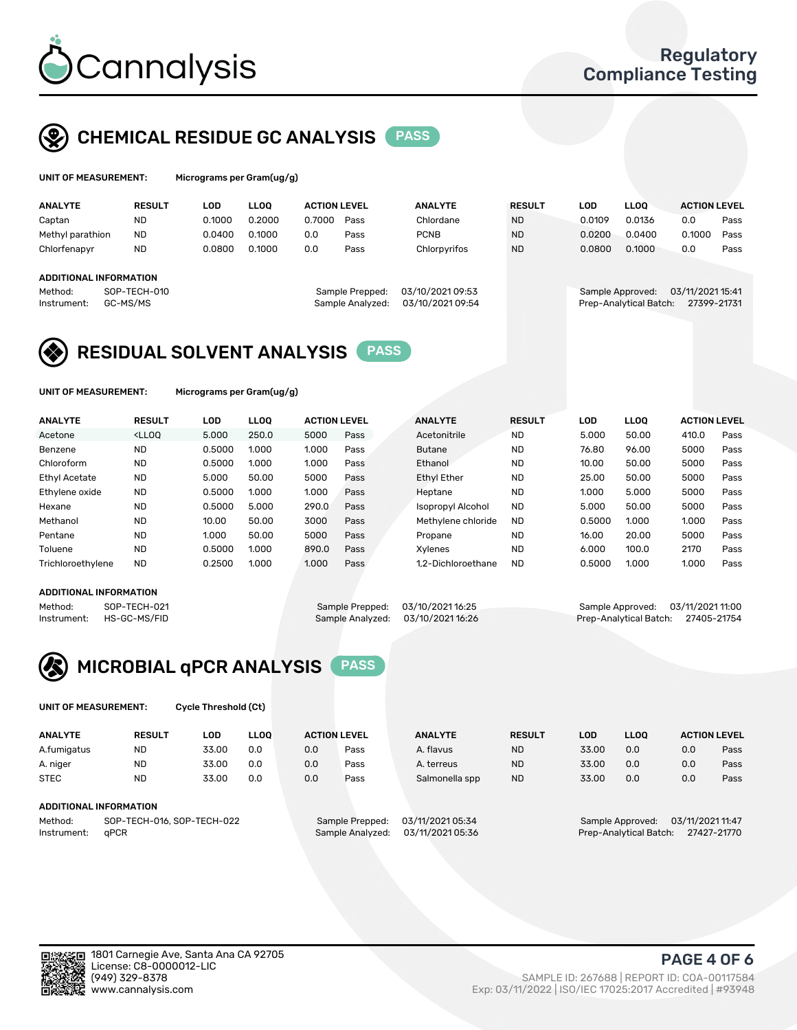# Cannalysis

Regulatory Compliance Testing

## CHEMICAL RESIDUE GC ANALYSIS PASS

**UNIT OF MEASUREMENT:** Micrograms per Gram(ug/g)

| ANALYTE | RESULT | LOD | LLOQ | ACTION LEVEL | | ANALYTE | RESULT | LOD | LLOQ | ACTION LEVEL | |
|---|---|---|---|---|---|---|---|---|---|---|---|
| Captan | ND | 0.1000 | 0.2000 | 0.7000 | Pass | Chlordane | ND | 0.0109 | 0.0136 | 0.0 | Pass |
| Methyl parathion | ND | 0.0400 | 0.1000 | 0.0 | Pass | PCNB | ND | 0.0200 | 0.0400 | 0.1000 | Pass |
| Chlorfenapyr | ND | 0.0800 | 0.1000 | 0.0 | Pass | Chlorpyrifos | ND | 0.0800 | 0.1000 | 0.0 | Pass |

**ADDITIONAL INFORMATION**

Method: SOP-TECH-010
Instrument: GC-MS/MS
Sample Prepped: 03/10/2021 09:53
Sample Analyzed: 03/10/2021 09:54
Sample Approved: 03/11/2021 15:41
Prep-Analytical Batch: 27399-21731

## RESIDUAL SOLVENT ANALYSIS PASS

**UNIT OF MEASUREMENT:** Micrograms per Gram(ug/g)

| ANALYTE | RESULT | LOD | LLOQ | ACTION LEVEL | | ANALYTE | RESULT | LOD | LLOQ | ACTION LEVEL | |
|---|---|---|---|---|---|---|---|---|---|---|---|
| Acetone | <LLOQ | 5.000 | 250.0 | 5000 | Pass | Acetonitrile | ND | 5.000 | 50.00 | 410.0 | Pass |
| Benzene | ND | 0.5000 | 1.000 | 1.000 | Pass | Butane | ND | 76.80 | 96.00 | 5000 | Pass |
| Chloroform | ND | 0.5000 | 1.000 | 1.000 | Pass | Ethanol | ND | 10.00 | 50.00 | 5000 | Pass |
| Ethyl Acetate | ND | 5.000 | 50.00 | 5000 | Pass | Ethyl Ether | ND | 25.00 | 50.00 | 5000 | Pass |
| Ethylene oxide | ND | 0.5000 | 1.000 | 1.000 | Pass | Heptane | ND | 1.000 | 5.000 | 5000 | Pass |
| Hexane | ND | 0.5000 | 5.000 | 290.0 | Pass | Isopropyl Alcohol | ND | 5.000 | 50.00 | 5000 | Pass |
| Methanol | ND | 10.00 | 50.00 | 3000 | Pass | Methylene chloride | ND | 0.5000 | 1.000 | 1.000 | Pass |
| Pentane | ND | 1.000 | 50.00 | 5000 | Pass | Propane | ND | 16.00 | 20.00 | 5000 | Pass |
| Toluene | ND | 0.5000 | 1.000 | 890.0 | Pass | Xylenes | ND | 6.000 | 100.0 | 2170 | Pass |
| Trichloroethylene | ND | 0.2500 | 1.000 | 1.000 | Pass | 1,2-Dichloroethane | ND | 0.5000 | 1.000 | 1.000 | Pass |

**ADDITIONAL INFORMATION**

Method: SOP-TECH-021
Instrument: HS-GC-MS/FID
Sample Prepped: 03/10/2021 16:25
Sample Analyzed: 03/10/2021 16:26
Sample Approved: 03/11/2021 11:00
Prep-Analytical Batch: 27405-21754

## MICROBIAL qPCR ANALYSIS PASS

**UNIT OF MEASUREMENT:** Cycle Threshold (Ct)

| ANALYTE | RESULT | LOD | LLOQ | ACTION LEVEL | | ANALYTE | RESULT | LOD | LLOQ | ACTION LEVEL | |
|---|---|---|---|---|---|---|---|---|---|---|---|
| A.fumigatus | ND | 33.00 | 0.0 | 0.0 | Pass | A. flavus | ND | 33.00 | 0.0 | 0.0 | Pass |
| A. niger | ND | 33.00 | 0.0 | 0.0 | Pass | A. terreus | ND | 33.00 | 0.0 | 0.0 | Pass |
| STEC | ND | 33.00 | 0.0 | 0.0 | Pass | Salmonella spp | ND | 33.00 | 0.0 | 0.0 | Pass |

**ADDITIONAL INFORMATION**

Method: SOP-TECH-016, SOP-TECH-022
Instrument: qPCR
Sample Prepped: 03/11/2021 05:34
Sample Analyzed: 03/11/2021 05:36
Sample Approved: 03/11/2021 11:47
Prep-Analytical Batch: 27427-21770

1801 Carnegie Ave, Santa Ana CA 92705
License: C8-0000012-LIC
(949) 329-8378
www.cannalysis.com

SAMPLE ID: 267688 | REPORT ID: COA-00117584
Exp: 03/11/2022 | ISO/IEC 17025:2017 Accredited | #93948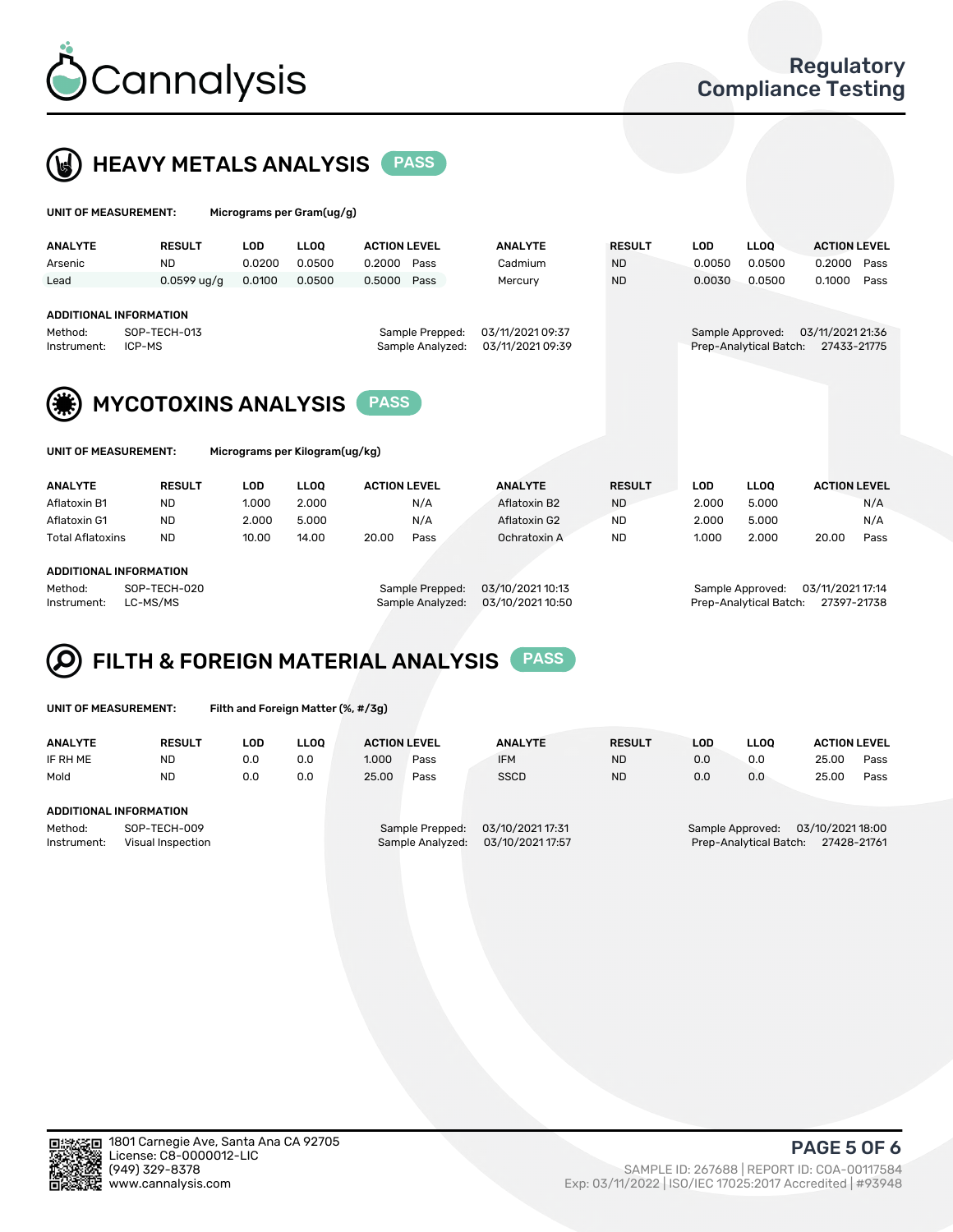# Cannalysis

Regulatory Compliance Testing

## HEAVY METALS ANALYSIS PASS

**UNIT OF MEASUREMENT:** Micrograms per Gram(ug/g)

| ANALYTE | RESULT | LOD | LLOQ | ACTION LEVEL | | ANALYTE | RESULT | LOD | LLOQ | ACTION LEVEL | |
|---|---|---|---|---|---|---|---|---|---|---|---|
| Arsenic | ND | 0.0200 | 0.0500 | 0.2000 | Pass | Cadmium | ND | 0.0050 | 0.0500 | 0.2000 | Pass |
| Lead | 0.0599 ug/g | 0.0100 | 0.0500 | 0.5000 | Pass | Mercury | ND | 0.0030 | 0.0500 | 0.1000 | Pass |

**ADDITIONAL INFORMATION**

Method: SOP-TECH-013
Instrument: ICP-MS
Sample Prepped: 03/11/2021 09:37
Sample Analyzed: 03/11/2021 09:39
Sample Approved: 03/11/2021 21:36
Prep-Analytical Batch: 27433-21775

## MYCOTOXINS ANALYSIS PASS

**UNIT OF MEASUREMENT:** Micrograms per Kilogram(ug/kg)

| ANALYTE | RESULT | LOD | LLOQ | ACTION LEVEL | | ANALYTE | RESULT | LOD | LLOQ | ACTION LEVEL | |
|---|---|---|---|---|---|---|---|---|---|---|---|
| Aflatoxin B1 | ND | 1.000 | 2.000 | | N/A | Aflatoxin B2 | ND | 2.000 | 5.000 | | N/A |
| Aflatoxin G1 | ND | 2.000 | 5.000 | | N/A | Aflatoxin G2 | ND | 2.000 | 5.000 | | N/A |
| Total Aflatoxins | ND | 10.00 | 14.00 | 20.00 | Pass | Ochratoxin A | ND | 1.000 | 2.000 | 20.00 | Pass |

**ADDITIONAL INFORMATION**

Method: SOP-TECH-020
Instrument: LC-MS/MS
Sample Prepped: 03/10/2021 10:13
Sample Analyzed: 03/10/2021 10:50
Sample Approved: 03/11/2021 17:14
Prep-Analytical Batch: 27397-21738

## FILTH & FOREIGN MATERIAL ANALYSIS PASS

**UNIT OF MEASUREMENT:** Filth and Foreign Matter (%, #/3g)

| ANALYTE | RESULT | LOD | LLOQ | ACTION LEVEL | | ANALYTE | RESULT | LOD | LLOQ | ACTION LEVEL | |
|---|---|---|---|---|---|---|---|---|---|---|---|
| IF RH ME | ND | 0.0 | 0.0 | 1.000 | Pass | IFM | ND | 0.0 | 0.0 | 25.00 | Pass |
| Mold | ND | 0.0 | 0.0 | 25.00 | Pass | SSCD | ND | 0.0 | 0.0 | 25.00 | Pass |

**ADDITIONAL INFORMATION**

Method: SOP-TECH-009
Instrument: Visual Inspection
Sample Prepped: 03/10/2021 17:31
Sample Analyzed: 03/10/2021 17:57
Sample Approved: 03/10/2021 18:00
Prep-Analytical Batch: 27428-21761

1801 Carnegie Ave, Santa Ana CA 92705
License: C8-0000012-LIC
(949) 329-8378
www.cannalysis.com

SAMPLE ID: 267688 | REPORT ID: COA-00117584
Exp: 03/11/2022 | ISO/IEC 17025:2017 Accredited | #93948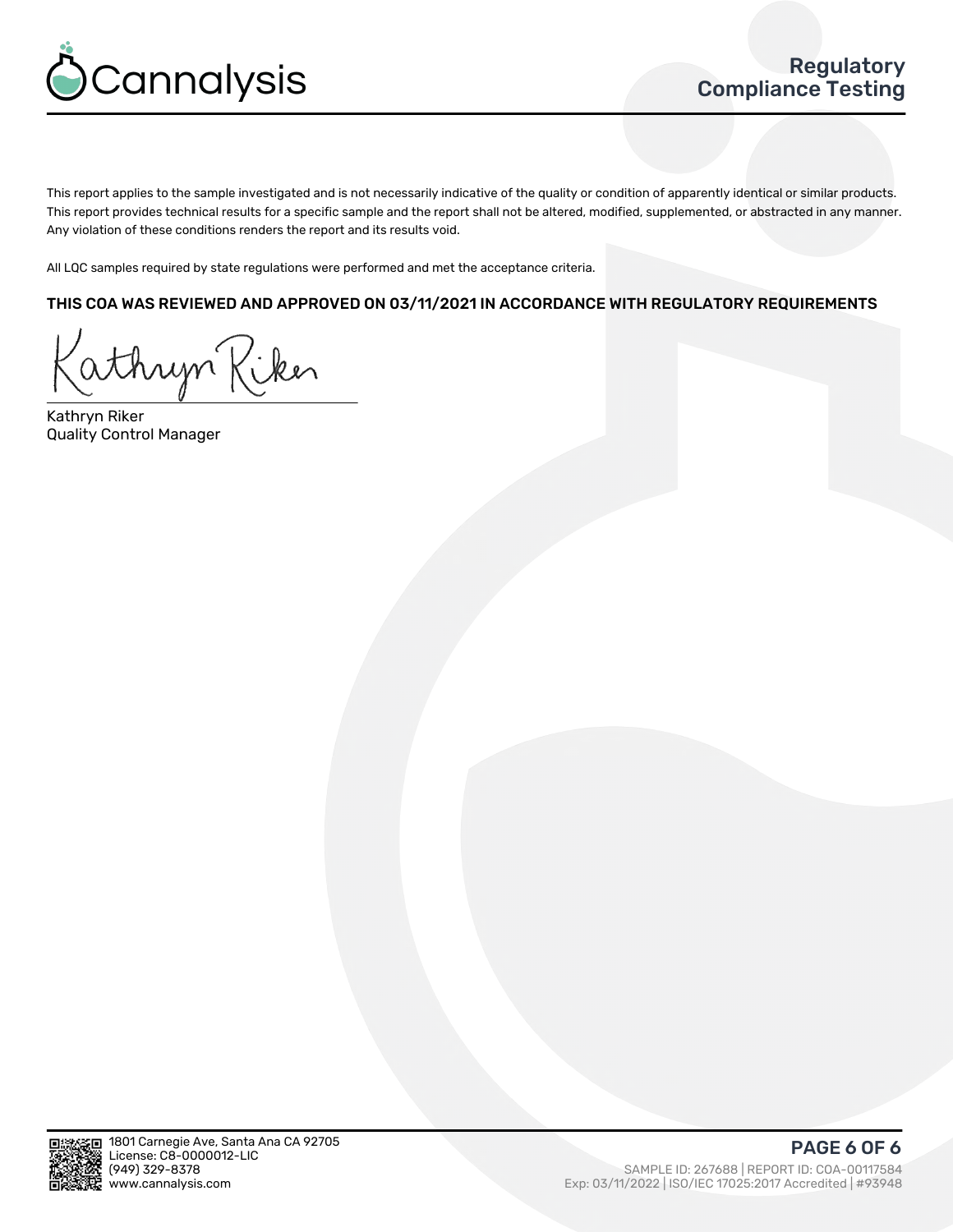This report applies to the sample investigated and is not necessarily indicative of the quality or condition of apparently identical or similar products. This report provides technical results for a specific sample and the report shall not be altered, modified, supplemented, or abstracted in any manner. Any violation of these conditions renders the report and its results void.

All LQC samples required by state regulations were performed and met the acceptance criteria.

**THIS COA WAS REVIEWED AND APPROVED ON 03/11/2021 IN ACCORDANCE WITH REGULATORY REQUIREMENTS**

Kathryn Riker

Kathryn Riker
Quality Control Manager

1801 Carnegie Ave, Santa Ana CA 92705
License: C8-0000012-LIC
(949) 329-8378
www.cannalysis.com

SAMPLE ID: 267688 | REPORT ID: COA-00117584
Exp: 03/11/2022 | ISO/IEC 17025:2017 Accredited | #93948